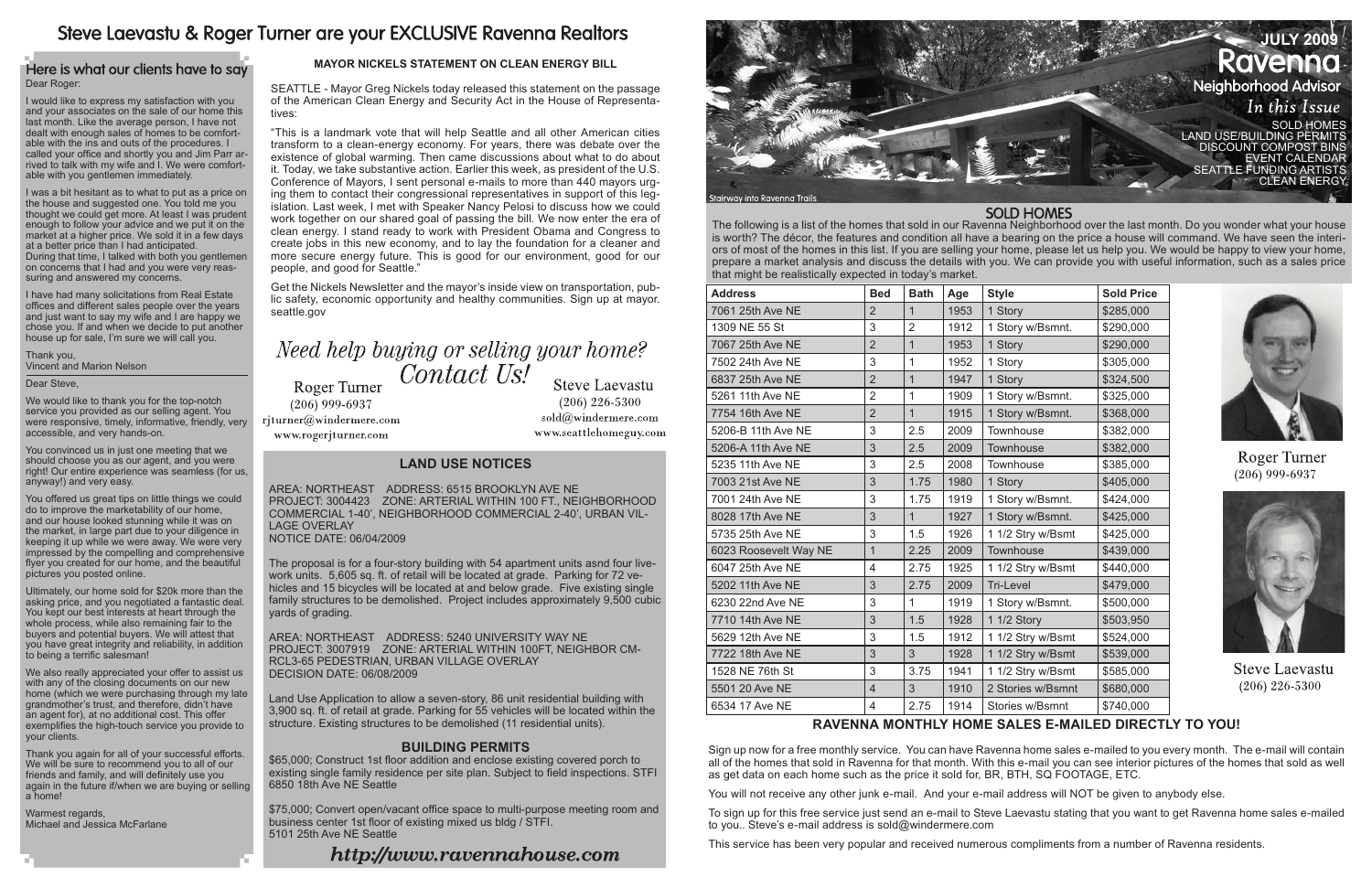# Steve Laevastu & Roger Turner are your EXCLUSIVE Ravenna Realtors

## Here is what our clients have to say

Dear Roger:

I would like to express my satisfaction with you and your associates on the sale of our home this last month. Like the average person, I have not dealt with enough sales of homes to be comfortable with the ins and outs of the procedures. I called your office and shortly you and Jim Parr arrived to talk with my wife and I. We were comfortable with you gentlemen immediately.

I was a bit hesitant as to what to put as a price on the house and suggested one. You told me you thought we could get more. At least I was prudent enough to follow your advice and we put it on the market at a higher price. We sold it in a few days at a better price than I had anticipated.

During that time, I talked with both you gentlemen on concerns that I had and you were very reassuring and answered my concerns.

I have had many solicitations from Real Estate offices and different sales people over the years and just want to say my wife and I are happy we chose you. If and when we decide to put another house up for sale, I'm sure we will call you.

Thank you,
Vincent and Marion Nelson

Dear Steve,

We would like to thank you for the top-notch service you provided as our selling agent. You were responsive, timely, informative, friendly, very accessible, and very hands-on.

You convinced us in just one meeting that we should choose you as our agent, and you were right! Our entire experience was seamless (for us, anyway!) and very easy.

You offered us great tips on little things we could do to improve the marketability of our home, and our house looked stunning while it was on the market, in large part due to your diligence in keeping it up while we were away. We were very impressed by the compelling and comprehensive flyer you created for our home, and the beautiful pictures you posted online.

Ultimately, our home sold for $20k more than the asking price, and you negotiated a fantastic deal. You kept our best interests at heart through the whole process, while also remaining fair to the buyers and potential buyers. We will attest that you have great integrity and reliability, in addition to being a terrific salesman!

We also really appreciated your offer to assist us with any of the closing documents on our new home (which we were purchasing through my late grandmother's trust, and therefore, didn't have an agent for), at no additional cost. This offer exemplifies the high-touch service you provide to your clients.

Thank you again for all of your successful efforts. We will be sure to recommend you to all of our friends and family, and will definitely use you again in the future if/when we are buying or selling a home!

Warmest regards,
Michael and Jessica McFarlane

## MAYOR NICKELS STATEMENT ON CLEAN ENERGY BILL

SEATTLE - Mayor Greg Nickels today released this statement on the passage of the American Clean Energy and Security Act in the House of Representatives:

"This is a landmark vote that will help Seattle and all other American cities transform to a clean-energy economy. For years, there was debate over the existence of global warming. Then came discussions about what to do about it. Today, we take substantive action. Earlier this week, as president of the U.S. Conference of Mayors, I sent personal e-mails to more than 440 mayors urging them to contact their congressional representatives in support of this legislation. Last week, I met with Speaker Nancy Pelosi to discuss how we could work together on our shared goal of passing the bill. We now enter the era of clean energy. I stand ready to work with President Obama and Congress to create jobs in this new economy, and to lay the foundation for a cleaner and more secure energy future. This is good for our environment, good for our people, and good for Seattle."

Get the Nickels Newsletter and the mayor's inside view on transportation, public safety, economic opportunity and healthy communities. Sign up at mayor.seattle.gov

## *Need help buying or selling your home? Contact Us!*

Roger Turner
(206) 999-6937
rjturner@windermere.com
www.rogerjturner.com

Steve Laevastu
(206) 226-5300
sold@windermere.com
www.seattlehomeguy.com

## LAND USE NOTICES

AREA: NORTHEAST ADDRESS: 6515 BROOKLYN AVE NE
PROJECT: 3004423 ZONE: ARTERIAL WITHIN 100 FT., NEIGHBORHOOD COMMERCIAL 1-40', NEIGHBORHOOD COMMERCIAL 2-40', URBAN VILLAGE OVERLAY
NOTICE DATE: 06/04/2009

The proposal is for a four-story building with 54 apartment units asnd four live-work units. 5,605 sq. ft. of retail will be located at grade. Parking for 72 vehicles and 15 bicycles will be located at and below grade. Five existing single family structures to be demolished. Project includes approximately 9,500 cubic yards of grading.

AREA: NORTHEAST ADDRESS: 5240 UNIVERSITY WAY NE
PROJECT: 3007919 ZONE: ARTERIAL WITHIN 100FT, NEIGHBOR CM-RCL3-65 PEDESTRIAN, URBAN VILLAGE OVERLAY
DECISION DATE: 06/08/2009

Land Use Application to allow a seven-story, 86 unit residential building with 3,900 sq. ft. of retail at grade. Parking for 55 vehicles will be located within the structure. Existing structures to be demolished (11 residential units).

### BUILDING PERMITS

$65,000; Construct 1st floor addition and enclose existing covered porch to existing single family residence per site plan. Subject to field inspections. STFI
6850 18th Ave NE Seattle

$75,000; Convert open/vacant office space to multi-purpose meeting room and business center 1st floor of existing mixed us bldg / STFI.
5101 25th Ave NE Seattle

***http://www.ravennahouse.com***

# JULY 2009 Ravenna Neighborhood Advisor

Stairway into Ravenna Trails

*In this Issue*

SOLD HOMES
LAND USE/BUILDING PERMITS
DISCOUNT COMPOST BINS
EVENT CALENDAR
SEATTLE FUNDING ARTISTS
CLEAN ENERGY

## SOLD HOMES

The following is a list of the homes that sold in our Ravenna Neighborhood over the last month. Do you wonder what your house is worth? The décor, the features and condition all have a bearing on the price a house will command. We have seen the interiors of most of the homes in this list. If you are selling your home, please let us help you. We would be happy to view your home, prepare a market analysis and discuss the details with you. We can provide you with useful information, such as a sales price that might be realistically expected in today's market.

| Address | Bed | Bath | Age | Style | Sold Price |
|---|---|---|---|---|---|
| 7061 25th Ave NE | 2 | 1 | 1953 | 1 Story | $285,000 |
| 1309 NE 55 St | 3 | 2 | 1912 | 1 Story w/Bsmnt. | $290,000 |
| 7067 25th Ave NE | 2 | 1 | 1953 | 1 Story | $290,000 |
| 7502 24th Ave NE | 3 | 1 | 1952 | 1 Story | $305,000 |
| 6837 25th Ave NE | 2 | 1 | 1947 | 1 Story | $324,500 |
| 5261 11th Ave NE | 2 | 1 | 1909 | 1 Story w/Bsmnt. | $325,000 |
| 7754 16th Ave NE | 2 | 1 | 1915 | 1 Story w/Bsmnt. | $368,000 |
| 5206-B 11th Ave NE | 3 | 2.5 | 2009 | Townhouse | $382,000 |
| 5206-A 11th Ave NE | 3 | 2.5 | 2009 | Townhouse | $382,000 |
| 5235 11th Ave NE | 3 | 2.5 | 2008 | Townhouse | $385,000 |
| 7003 21st Ave NE | 3 | 1.75 | 1980 | 1 Story | $405,000 |
| 7001 24th Ave NE | 3 | 1.75 | 1919 | 1 Story w/Bsmnt. | $424,000 |
| 8028 17th Ave NE | 3 | 1 | 1927 | 1 Story w/Bsmnt. | $425,000 |
| 5735 25th Ave NE | 3 | 1.5 | 1926 | 1 1/2 Stry w/Bsmt | $425,000 |
| 6023 Roosevelt Way NE | 1 | 2.25 | 2009 | Townhouse | $439,000 |
| 6047 25th Ave NE | 4 | 2.75 | 1925 | 1 1/2 Stry w/Bsmt | $440,000 |
| 5202 11th Ave NE | 3 | 2.75 | 2009 | Tri-Level | $479,000 |
| 6230 22nd Ave NE | 3 | 1 | 1919 | 1 Story w/Bsmnt. | $500,000 |
| 7710 14th Ave NE | 3 | 1.5 | 1928 | 1 1/2 Story | $503,950 |
| 5629 12th Ave NE | 3 | 1.5 | 1912 | 1 1/2 Stry w/Bsmt | $524,000 |
| 7722 18th Ave NE | 3 | 3 | 1928 | 1 1/2 Stry w/Bsmt | $539,000 |
| 1528 NE 76th St | 3 | 3.75 | 1941 | 1 1/2 Stry w/Bsmt | $585,000 |
| 5501 20 Ave NE | 4 | 3 | 1910 | 2 Stories w/Bsmnt | $680,000 |
| 6534 17 Ave NE | 4 | 2.75 | 1914 | Stories w/Bsmnt | $740,000 |

Roger Turner
(206) 999-6937

Steve Laevastu
(206) 226-5300

### RAVENNA MONTHLY HOME SALES E-MAILED DIRECTLY TO YOU!

Sign up now for a free monthly service. You can have Ravenna home sales e-mailed to you every month. The e-mail will contain all of the homes that sold in Ravenna for that month. With this e-mail you can see interior pictures of the homes that sold as well as get data on each home such as the price it sold for, BR, BTH, SQ FOOTAGE, ETC.

You will not receive any other junk e-mail. And your e-mail address will NOT be given to anybody else.

To sign up for this free service just send an e-mail to Steve Laevastu stating that you want to get Ravenna home sales e-mailed to you.. Steve's e-mail address is sold@windermere.com

This service has been very popular and received numerous compliments from a number of Ravenna residents.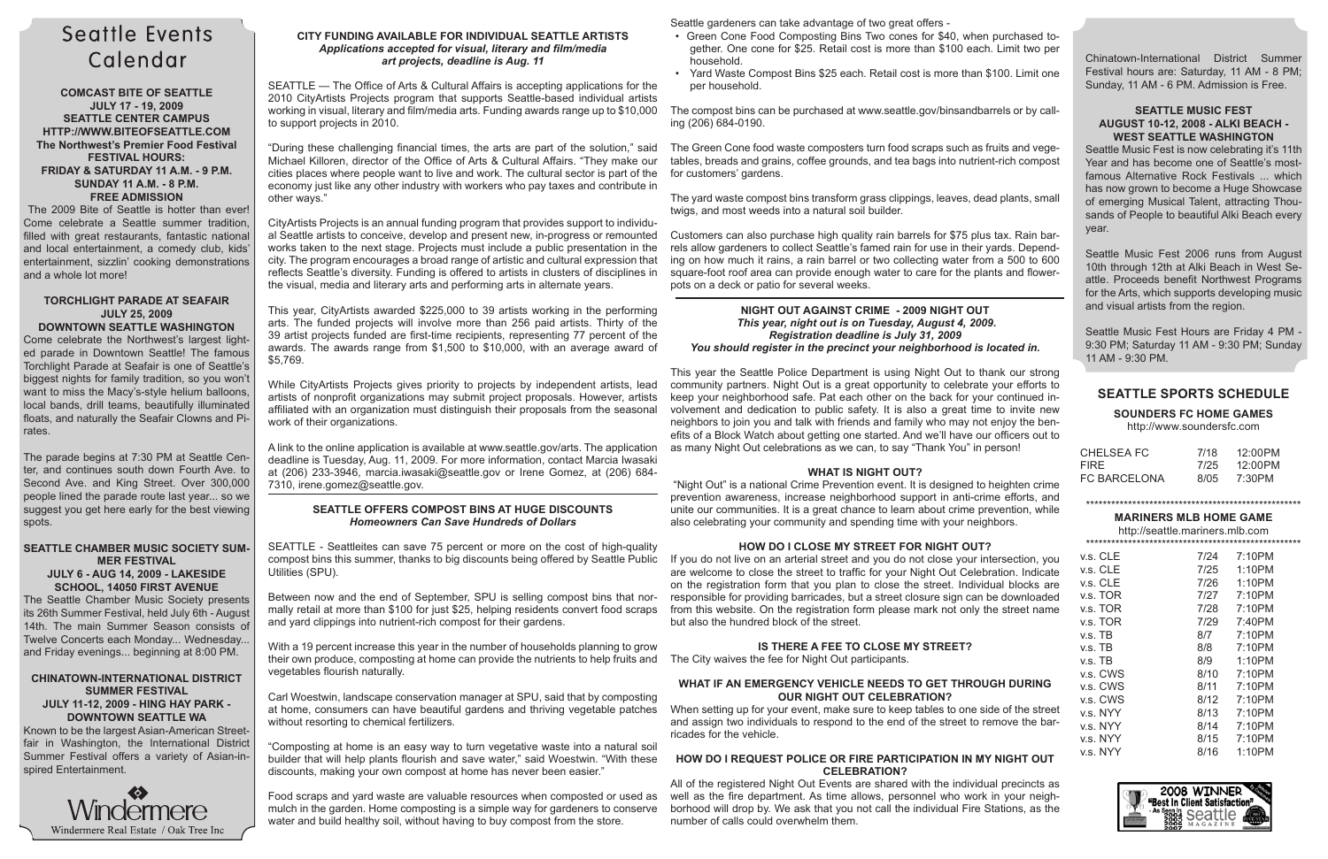# Seattle Events Calendar

**COMCAST BITE OF SEATTLE**
**JULY 17 - 19, 2009**
**SEATTLE CENTER CAMPUS**
**HTTP://WWW.BITEOFSEATTLE.COM**
**The Northwest's Premier Food Festival**
**FESTIVAL HOURS:**
**FRIDAY & SATURDAY 11 A.M. - 9 P.M.**
**SUNDAY 11 A.M. - 8 P.M.**
**FREE ADMISSION**

The 2009 Bite of Seattle is hotter than ever! Come celebrate a Seattle summer tradition, filled with great restaurants, fantastic national and local entertainment, a comedy club, kids' entertainment, sizzlin' cooking demonstrations and a whole lot more!

**TORCHLIGHT PARADE AT SEAFAIR**
**JULY 25, 2009**
**DOWNTOWN SEATTLE WASHINGTON**

Come celebrate the Northwest's largest lighted parade in Downtown Seattle! The famous Torchlight Parade at Seafair is one of Seattle's biggest nights for family tradition, so you won't want to miss the Macy's-style helium balloons, local bands, drill teams, beautifully illuminated floats, and naturally the Seafair Clowns and Pirates.

The parade begins at 7:30 PM at Seattle Center, and continues south down Fourth Ave. to Second Ave. and King Street. Over 300,000 people lined the parade route last year... so we suggest you get here early for the best viewing spots.

**SEATTLE CHAMBER MUSIC SOCIETY SUMMER FESTIVAL**
**JULY 6 - AUG 14, 2009 - LAKESIDE SCHOOL, 14050 FIRST AVENUE**

The Seattle Chamber Music Society presents its 26th Summer Festival, held July 6th - August 14th. The main Summer Season consists of Twelve Concerts each Monday... Wednesday... and Friday evenings... beginning at 8:00 PM.

**CHINATOWN-INTERNATIONAL DISTRICT SUMMER FESTIVAL**
**JULY 11-12, 2009 - HING HAY PARK - DOWNTOWN SEATTLE WA**

Known to be the largest Asian-American Streetfair in Washington, the International District Summer Festival offers a variety of Asian-inspired Entertainment.

Chinatown-International District Summer Festival hours are: Saturday, 11 AM - 8 PM; Sunday, 11 AM - 6 PM. Admission is Free.

**SEATTLE MUSIC FEST**
**AUGUST 10-12, 2008 - ALKI BEACH - WEST SEATTLE WASHINGTON**

Seattle Music Fest is now celebrating it's 11th Year and has become one of Seattle's most-famous Alternative Rock Festivals ... which has now grown to become a Huge Showcase of emerging Musical Talent, attracting Thousands of People to beautiful Alki Beach every year.

Seattle Music Fest 2006 runs from August 10th through 12th at Alki Beach in West Seattle. Proceeds benefit Northwest Programs for the Arts, which supports developing music and visual artists from the region.

Seattle Music Fest Hours are Friday 4 PM - 9:30 PM; Saturday 11 AM - 9:30 PM; Sunday 11 AM - 9:30 PM.

Windermere
Windermere Real Estate / Oak Tree Inc

## CITY FUNDING AVAILABLE FOR INDIVIDUAL SEATTLE ARTISTS

***Applications accepted for visual, literary and film/media art projects, deadline is Aug. 11***

SEATTLE — The Office of Arts & Cultural Affairs is accepting applications for the 2010 CityArtists Projects program that supports Seattle-based individual artists working in visual, literary and film/media arts. Funding awards range up to $10,000 to support projects in 2010.

"During these challenging financial times, the arts are part of the solution," said Michael Killoren, director of the Office of Arts & Cultural Affairs. "They make our cities places where people want to live and work. The cultural sector is part of the economy just like any other industry with workers who pay taxes and contribute in other ways."

CityArtists Projects is an annual funding program that provides support to individual Seattle artists to conceive, develop and present new, in-progress or remounted works taken to the next stage. Projects must include a public presentation in the city. The program encourages a broad range of artistic and cultural expression that reflects Seattle's diversity. Funding is offered to artists in clusters of disciplines in the visual, media and literary arts and performing arts in alternate years.

This year, CityArtists awarded $225,000 to 39 artists working in the performing arts. The funded projects will involve more than 256 paid artists. Thirty of the 39 artist projects funded are first-time recipients, representing 77 percent of the awards. The awards range from $1,500 to $10,000, with an average award of $5,769.

While CityArtists Projects gives priority to projects by independent artists, lead artists of nonprofit organizations may submit project proposals. However, artists affiliated with an organization must distinguish their proposals from the seasonal work of their organizations.

A link to the online application is available at www.seattle.gov/arts. The application deadline is Tuesday, Aug. 11, 2009. For more information, contact Marcia Iwasaki at (206) 233-3946, marcia.iwasaki@seattle.gov or Irene Gomez, at (206) 684-7310, irene.gomez@seattle.gov.

## SEATTLE OFFERS COMPOST BINS AT HUGE DISCOUNTS

***Homeowners Can Save Hundreds of Dollars***

SEATTLE - Seattleites can save 75 percent or more on the cost of high-quality compost bins this summer, thanks to big discounts being offered by Seattle Public Utilities (SPU).

Between now and the end of September, SPU is selling compost bins that normally retail at more than $100 for just $25, helping residents convert food scraps and yard clippings into nutrient-rich compost for their gardens.

With a 19 percent increase this year in the number of households planning to grow their own produce, composting at home can provide the nutrients to help fruits and vegetables flourish naturally.

Carl Woestwin, landscape conservation manager at SPU, said that by composting at home, consumers can have beautiful gardens and thriving vegetable patches without resorting to chemical fertilizers.

"Composting at home is an easy way to turn vegetative waste into a natural soil builder that will help plants flourish and save water," said Woestwin. "With these discounts, making your own compost at home has never been easier."

Food scraps and yard waste are valuable resources when composted or used as mulch in the garden. Home composting is a simple way for gardeners to conserve water and build healthy soil, without having to buy compost from the store.

Seattle gardeners can take advantage of two great offers -

- Green Cone Food Composting Bins Two cones for $40, when purchased together. One cone for $25. Retail cost is more than $100 each. Limit two per household.
- Yard Waste Compost Bins $25 each. Retail cost is more than $100. Limit one per household.

The compost bins can be purchased at www.seattle.gov/binsandbarrels or by calling (206) 684-0190.

The Green Cone food waste composters turn food scraps such as fruits and vegetables, breads and grains, coffee grounds, and tea bags into nutrient-rich compost for customers' gardens.

The yard waste compost bins transform grass clippings, leaves, dead plants, small twigs, and most weeds into a natural soil builder.

Customers can also purchase high quality rain barrels for $75 plus tax. Rain barrels allow gardeners to collect Seattle's famed rain for use in their yards. Depending on how much it rains, a rain barrel or two collecting water from a 500 to 600 square-foot roof area can provide enough water to care for the plants and flowerpots on a deck or patio for several weeks.

## NIGHT OUT AGAINST CRIME - 2009 NIGHT OUT

***This year, night out is on Tuesday, August 4, 2009.***
***Registration deadline is July 31, 2009***
***You should register in the precinct your neighborhood is located in.***

This year the Seattle Police Department is using Night Out to thank our strong community partners. Night Out is a great opportunity to celebrate your efforts to keep your neighborhood safe. Pat each other on the back for your continued involvement and dedication to public safety. It is also a great time to invite new neighbors to join you and talk with friends and family who may not enjoy the benefits of a Block Watch about getting one started. And we'll have our officers out to as many Night Out celebrations as we can, to say "Thank You" in person!

### WHAT IS NIGHT OUT?

"Night Out" is a national Crime Prevention event. It is designed to heighten crime prevention awareness, increase neighborhood support in anti-crime efforts, and unite our communities. It is a great chance to learn about crime prevention, while also celebrating your community and spending time with your neighbors.

### HOW DO I CLOSE MY STREET FOR NIGHT OUT?

If you do not live on an arterial street and you do not close your intersection, you are welcome to close the street to traffic for your Night Out Celebration. Indicate on the registration form that you plan to close the street. Individual blocks are responsible for providing barricades, but a street closure sign can be downloaded from this website. On the registration form please mark not only the street name but also the hundred block of the street.

### IS THERE A FEE TO CLOSE MY STREET?

The City waives the fee for Night Out participants.

### WHAT IF AN EMERGENCY VEHICLE NEEDS TO GET THROUGH DURING OUR NIGHT OUT CELEBRATION?

When setting up for your event, make sure to keep tables to one side of the street and assign two individuals to respond to the end of the street to remove the barricades for the vehicle.

### HOW DO I REQUEST POLICE OR FIRE PARTICIPATION IN MY NIGHT OUT CELEBRATION?

All of the registered Night Out Events are shared with the individual precincts as well as the fire department. As time allows, personnel who work in your neighborhood will drop by. We ask that you not call the individual Fire Stations, as the number of calls could overwhelm them.

## SEATTLE SPORTS SCHEDULE

**SOUNDERS FC HOME GAMES**
http://www.soundersfc.com

| | | |
|---|---|---|
| CHELSEA FC | 7/18 | 12:00PM |
| FIRE | 7/25 | 12:00PM |
| FC BARCELONA | 8/05 | 7:30PM |

**MARINERS MLB HOME GAME**
http://seattle.mariners.mlb.com

| | | |
|---|---|---|
| v.s. CLE | 7/24 | 7:10PM |
| v.s. CLE | 7/25 | 1:10PM |
| v.s. CLE | 7/26 | 1:10PM |
| v.s. TOR | 7/27 | 7:10PM |
| v.s. TOR | 7/28 | 7:10PM |
| v.s. TOR | 7/29 | 7:40PM |
| v.s. TB | 8/7 | 7:10PM |
| v.s. TB | 8/8 | 7:10PM |
| v.s. TB | 8/9 | 1:10PM |
| v.s. CWS | 8/10 | 7:10PM |
| v.s. CWS | 8/11 | 7:10PM |
| v.s. CWS | 8/12 | 7:10PM |
| v.s. NYY | 8/13 | 7:10PM |
| v.s. NYY | 8/14 | 7:10PM |
| v.s. NYY | 8/15 | 7:10PM |
| v.s. NYY | 8/16 | 1:10PM |

2008 WINNER "Best In Client Satisfaction" - As Seen In Seattle Magazine